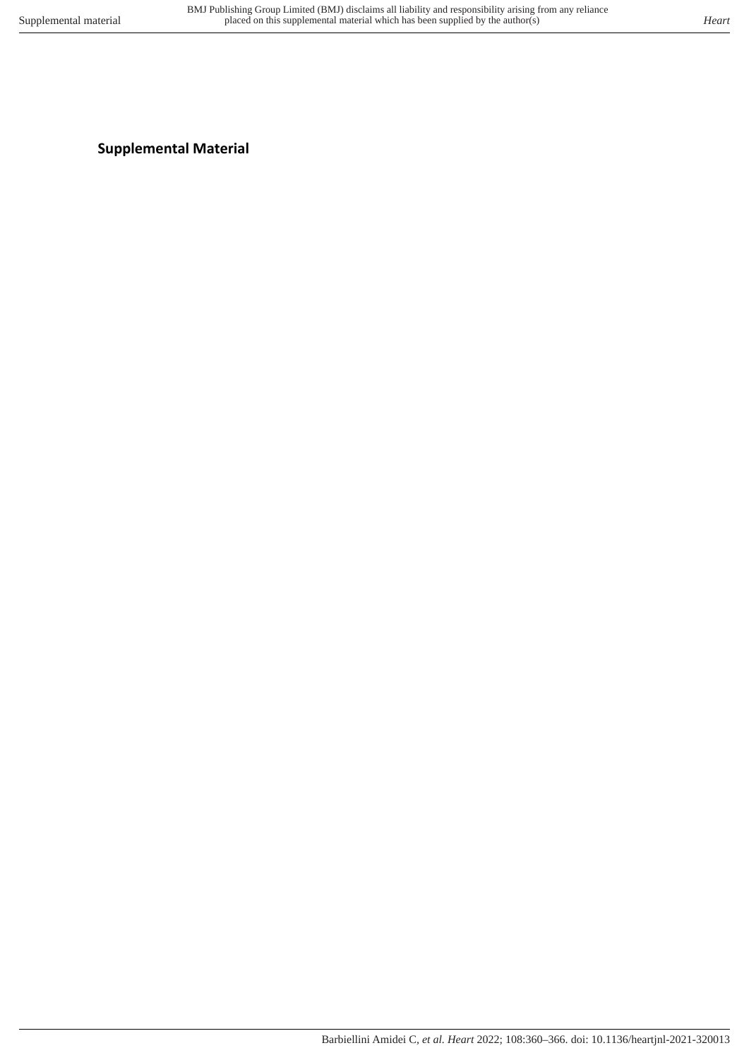# Supplemental Material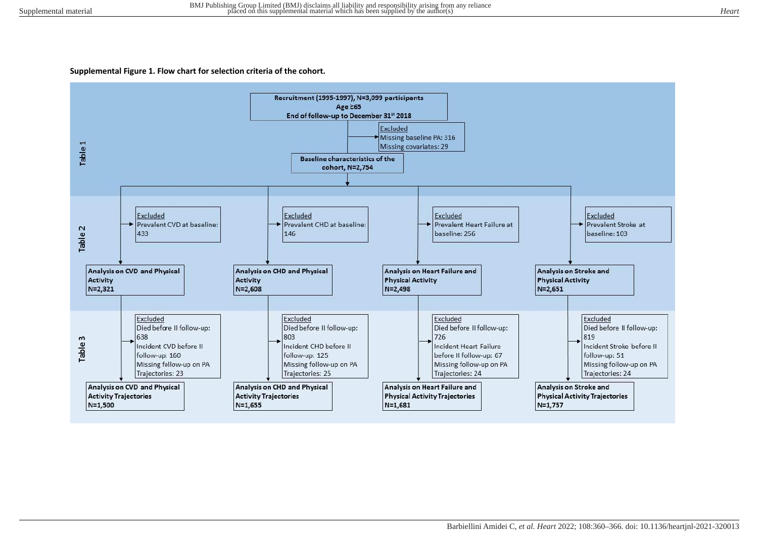**Supplemental Figure 1. Flow chart for selection criteria of the cohort.**

**Table 1**

**Recruitment (1995-1997), N=3,099 participants**
**Age ≥65**
**End of follow-up to December 31st 2018**

Excluded
Missing baseline PA: 316
Missing covariates: 29

**Baseline characteristics of the cohort, N=2,754**

**Table 2**

Excluded
Prevalent CVD at baseline: 433

**Analysis on CVD and Physical Activity N=2,321**

Excluded
Prevalent CHD at baseline: 146

**Analysis on CHD and Physical Activity N=2,608**

Excluded
Prevalent Heart Failure at baseline: 256

**Analysis on Heart Failure and Physical Activity N=2,498**

Excluded
Prevalent Stroke at baseline: 103

**Analysis on Stroke and Physical Activity N=2,651**

**Table 3**

Excluded
Died before II follow-up: 638
Incident CVD before II follow-up: 160
Missing follow-up on PA Trajectories: 23

**Analysis on CVD and Physical Activity Trajectories N=1,500**

Excluded
Died before II follow-up: 803
Incident CHD before II follow-up: 125
Missing follow-up on PA Trajectories: 25

**Analysis on CHD and Physical Activity Trajectories N=1,655**

Excluded
Died before II follow-up: 726
Incident Heart Failure before II follow-up: 67
Missing follow-up on PA Trajectories: 24

**Analysis on Heart Failure and Physical Activity Trajectories N=1,681**

Excluded
Died before II follow-up: 819
Incident Stroke before II follow-up: 51
Missing follow-up on PA Trajectories: 24

**Analysis on Stroke and Physical Activity Trajectories N=1,757**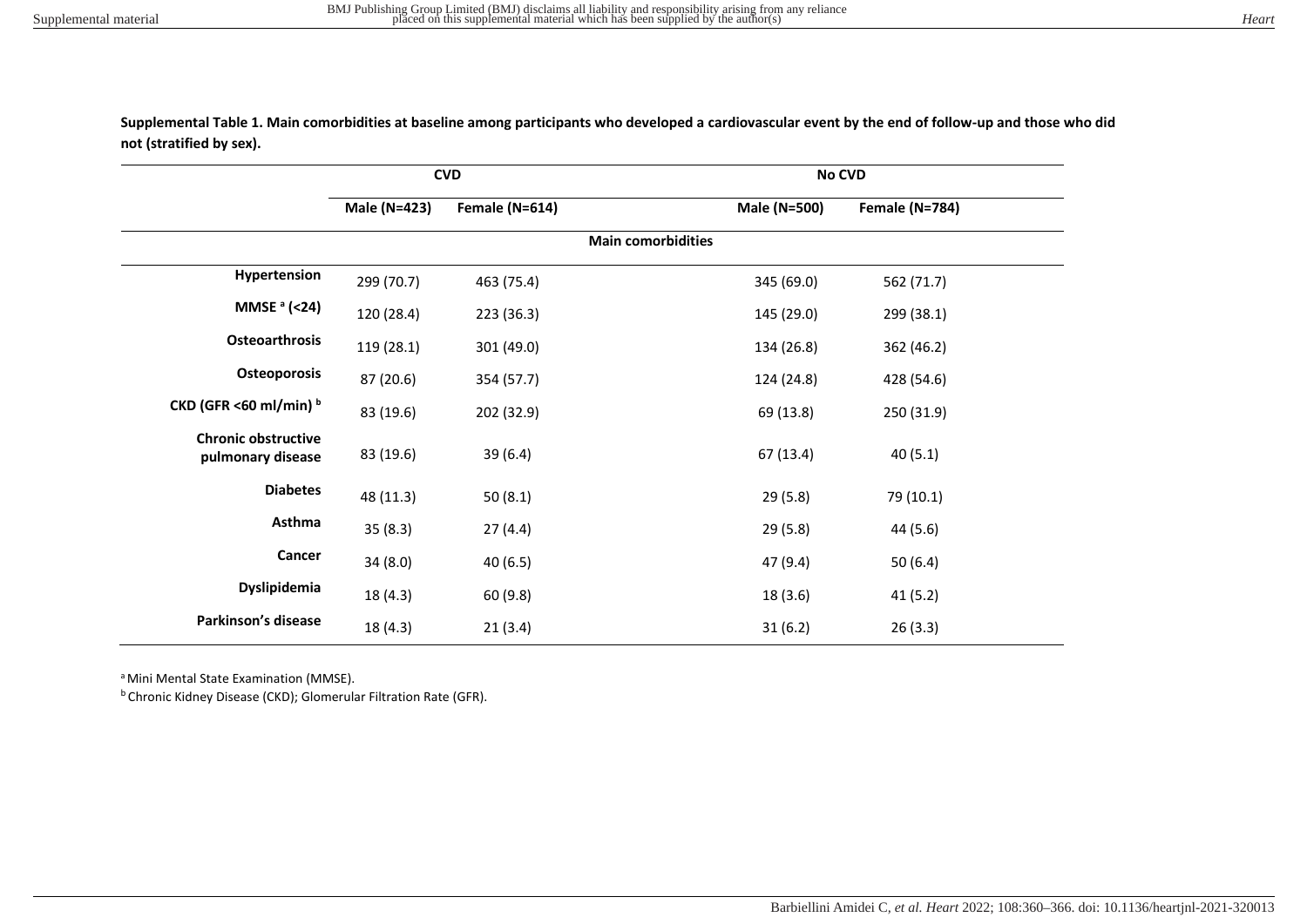**Supplemental Table 1. Main comorbidities at baseline among participants who developed a cardiovascular event by the end of follow-up and those who did not (stratified by sex).**

| | CVD | | No CVD | |
|---|---|---|---|---|
| | Male (N=423) | Female (N=614) | Male (N=500) | Female (N=784) |
| **Main comorbidities** | | | | |
| **Hypertension** | 299 (70.7) | 463 (75.4) | 345 (69.0) | 562 (71.7) |
| **MMSE [a] (<24)** | 120 (28.4) | 223 (36.3) | 145 (29.0) | 299 (38.1) |
| **Osteoarthrosis** | 119 (28.1) | 301 (49.0) | 134 (26.8) | 362 (46.2) |
| **Osteoporosis** | 87 (20.6) | 354 (57.7) | 124 (24.8) | 428 (54.6) |
| **CKD (GFR <60 ml/min) [b]** | 83 (19.6) | 202 (32.9) | 69 (13.8) | 250 (31.9) |
| **Chronic obstructive pulmonary disease** | 83 (19.6) | 39 (6.4) | 67 (13.4) | 40 (5.1) |
| **Diabetes** | 48 (11.3) | 50 (8.1) | 29 (5.8) | 79 (10.1) |
| **Asthma** | 35 (8.3) | 27 (4.4) | 29 (5.8) | 44 (5.6) |
| **Cancer** | 34 (8.0) | 40 (6.5) | 47 (9.4) | 50 (6.4) |
| **Dyslipidemia** | 18 (4.3) | 60 (9.8) | 18 (3.6) | 41 (5.2) |
| **Parkinson's disease** | 18 (4.3) | 21 (3.4) | 31 (6.2) | 26 (3.3) |

[a] Mini Mental State Examination (MMSE).

[b] Chronic Kidney Disease (CKD); Glomerular Filtration Rate (GFR).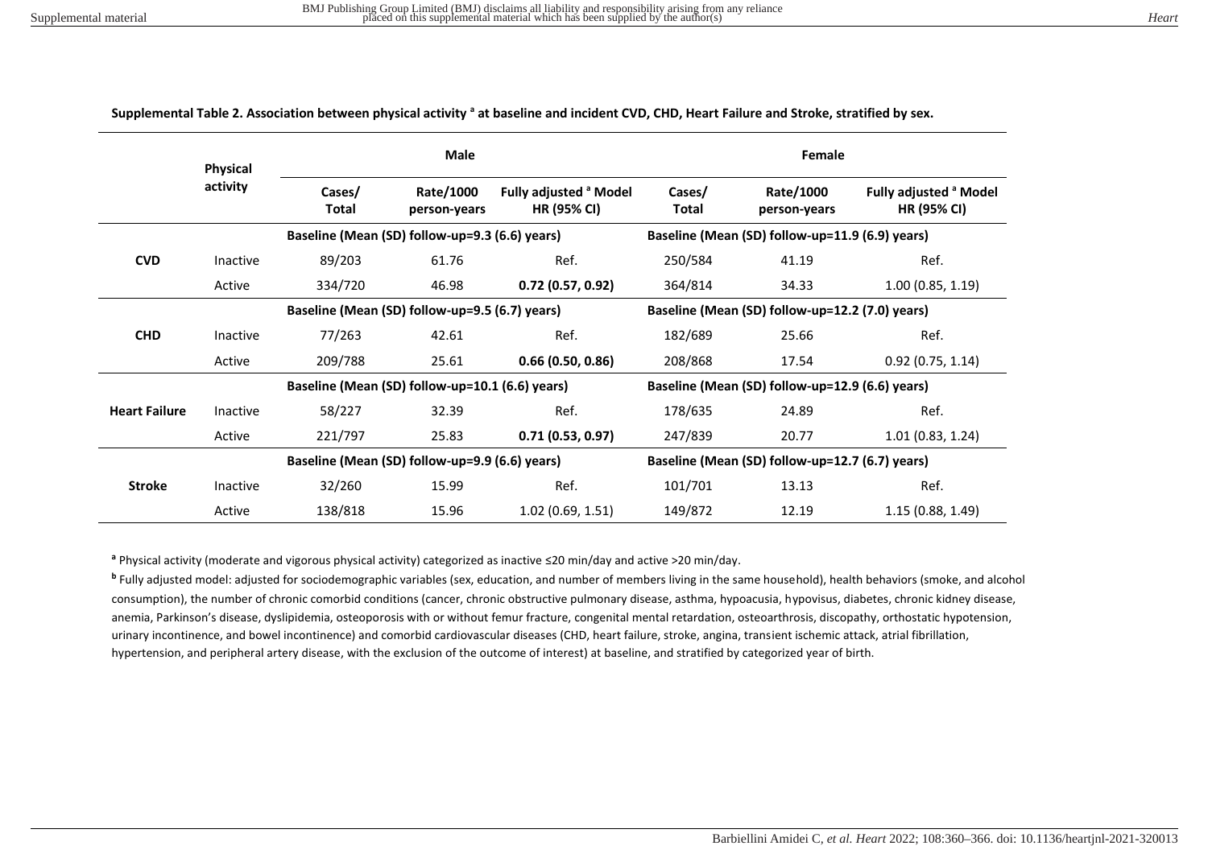**Supplemental Table 2. Association between physical activity [a] at baseline and incident CVD, CHD, Heart Failure and Stroke, stratified by sex.**

| | Physical activity | Male | | | Female | | |
|---|---|---|---|---|---|---|---|
| | | Cases/ Total | Rate/1000 person-years | Fully adjusted [a] Model HR (95% CI) | Cases/ Total | Rate/1000 person-years | Fully adjusted [a] Model HR (95% CI) |
| | | Baseline (Mean (SD) follow-up=9.3 (6.6) years) | | | Baseline (Mean (SD) follow-up=11.9 (6.9) years) | | |
| **CVD** | Inactive | 89/203 | 61.76 | Ref. | 250/584 | 41.19 | Ref. |
| | Active | 334/720 | 46.98 | **0.72 (0.57, 0.92)** | 364/814 | 34.33 | 1.00 (0.85, 1.19) |
| | | Baseline (Mean (SD) follow-up=9.5 (6.7) years) | | | Baseline (Mean (SD) follow-up=12.2 (7.0) years) | | |
| **CHD** | Inactive | 77/263 | 42.61 | Ref. | 182/689 | 25.66 | Ref. |
| | Active | 209/788 | 25.61 | **0.66 (0.50, 0.86)** | 208/868 | 17.54 | 0.92 (0.75, 1.14) |
| | | Baseline (Mean (SD) follow-up=10.1 (6.6) years) | | | Baseline (Mean (SD) follow-up=12.9 (6.6) years) | | |
| **Heart Failure** | Inactive | 58/227 | 32.39 | Ref. | 178/635 | 24.89 | Ref. |
| | Active | 221/797 | 25.83 | **0.71 (0.53, 0.97)** | 247/839 | 20.77 | 1.01 (0.83, 1.24) |
| | | Baseline (Mean (SD) follow-up=9.9 (6.6) years) | | | Baseline (Mean (SD) follow-up=12.7 (6.7) years) | | |
| **Stroke** | Inactive | 32/260 | 15.99 | Ref. | 101/701 | 13.13 | Ref. |
| | Active | 138/818 | 15.96 | 1.02 (0.69, 1.51) | 149/872 | 12.19 | 1.15 (0.88, 1.49) |

[a] Physical activity (moderate and vigorous physical activity) categorized as inactive ≤20 min/day and active >20 min/day.

[b] Fully adjusted model: adjusted for sociodemographic variables (sex, education, and number of members living in the same household), health behaviors (smoke, and alcohol consumption), the number of chronic comorbid conditions (cancer, chronic obstructive pulmonary disease, asthma, hypoacusia, hypovisus, diabetes, chronic kidney disease, anemia, Parkinson's disease, dyslipidemia, osteoporosis with or without femur fracture, congenital mental retardation, osteoarthrosis, discopathy, orthostatic hypotension, urinary incontinence, and bowel incontinence) and comorbid cardiovascular diseases (CHD, heart failure, stroke, angina, transient ischemic attack, atrial fibrillation, hypertension, and peripheral artery disease, with the exclusion of the outcome of interest) at baseline, and stratified by categorized year of birth.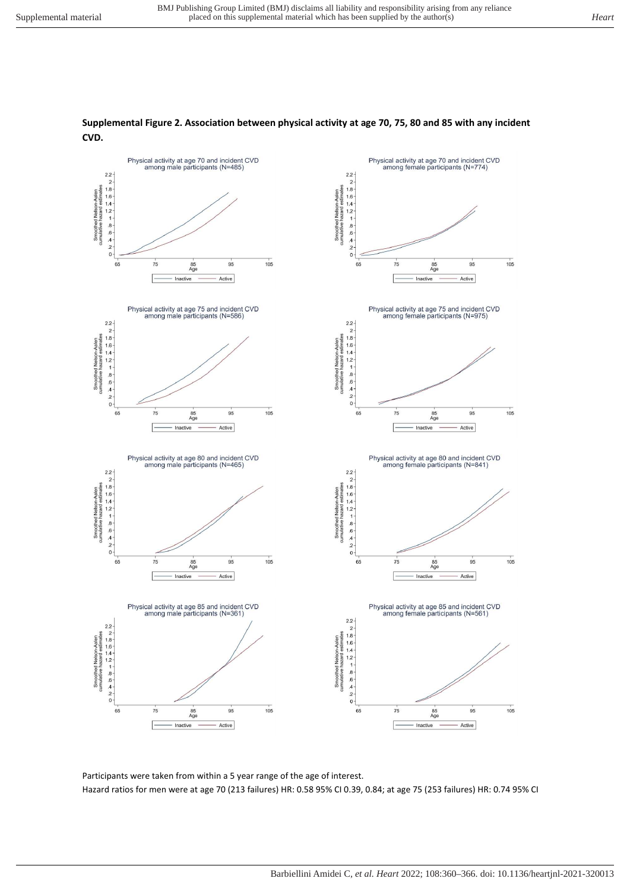**Supplemental Figure 2. Association between physical activity at age 70, 75, 80 and 85 with any incident CVD.**

Participants were taken from within a 5 year range of the age of interest.

Hazard ratios for men were at age 70 (213 failures) HR: 0.58 95% CI 0.39, 0.84; at age 75 (253 failures) HR: 0.74 95% CI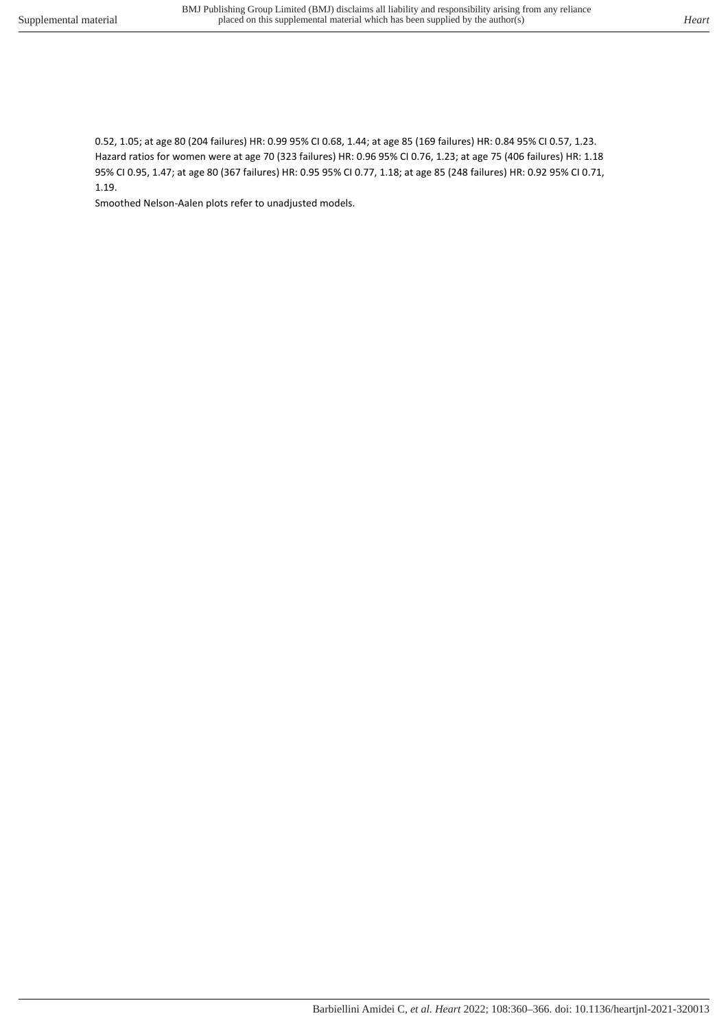0.52, 1.05; at age 80 (204 failures) HR: 0.99 95% CI 0.68, 1.44; at age 85 (169 failures) HR: 0.84 95% CI 0.57, 1.23. Hazard ratios for women were at age 70 (323 failures) HR: 0.96 95% CI 0.76, 1.23; at age 75 (406 failures) HR: 1.18 95% CI 0.95, 1.47; at age 80 (367 failures) HR: 0.95 95% CI 0.77, 1.18; at age 85 (248 failures) HR: 0.92 95% CI 0.71, 1.19.

Smoothed Nelson-Aalen plots refer to unadjusted models.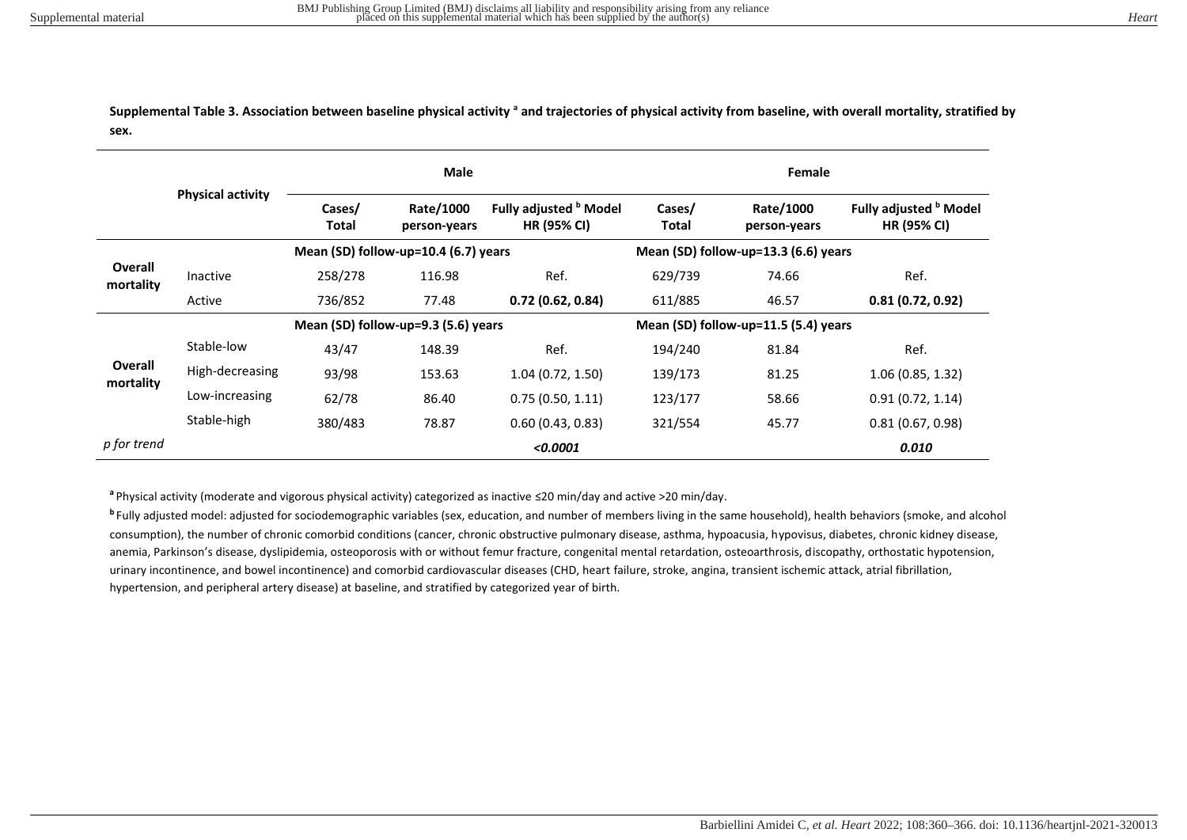**Supplemental Table 3. Association between baseline physical activity [a] and trajectories of physical activity from baseline, with overall mortality, stratified by sex.**

| | Physical activity | Male | | | Female | | |
|---|---|---|---|---|---|---|---|
| | | Cases/ Total | Rate/1000 person-years | Fully adjusted [b] Model HR (95% CI) | Cases/ Total | Rate/1000 person-years | Fully adjusted [b] Model HR (95% CI) |
| | | Mean (SD) follow-up=10.4 (6.7) years | | | Mean (SD) follow-up=13.3 (6.6) years | | |
| **Overall mortality** | Inactive | 258/278 | 116.98 | Ref. | 629/739 | 74.66 | Ref. |
| | Active | 736/852 | 77.48 | **0.72 (0.62, 0.84)** | 611/885 | 46.57 | **0.81 (0.72, 0.92)** |
| | | Mean (SD) follow-up=9.3 (5.6) years | | | Mean (SD) follow-up=11.5 (5.4) years | | |
| **Overall mortality** | Stable-low | 43/47 | 148.39 | Ref. | 194/240 | 81.84 | Ref. |
| | High-decreasing | 93/98 | 153.63 | 1.04 (0.72, 1.50) | 139/173 | 81.25 | 1.06 (0.85, 1.32) |
| | Low-increasing | 62/78 | 86.40 | 0.75 (0.50, 1.11) | 123/177 | 58.66 | 0.91 (0.72, 1.14) |
| | Stable-high | 380/483 | 78.87 | 0.60 (0.43, 0.83) | 321/554 | 45.77 | 0.81 (0.67, 0.98) |
| *p for trend* | | | | ***<0.0001*** | | | ***0.010*** |

[a] Physical activity (moderate and vigorous physical activity) categorized as inactive ≤20 min/day and active >20 min/day.

[b] Fully adjusted model: adjusted for sociodemographic variables (sex, education, and number of members living in the same household), health behaviors (smoke, and alcohol consumption), the number of chronic comorbid conditions (cancer, chronic obstructive pulmonary disease, asthma, hypoacusia, hypovisus, diabetes, chronic kidney disease, anemia, Parkinson's disease, dyslipidemia, osteoporosis with or without femur fracture, congenital mental retardation, osteoarthrosis, discopathy, orthostatic hypotension, urinary incontinence, and bowel incontinence) and comorbid cardiovascular diseases (CHD, heart failure, stroke, angina, transient ischemic attack, atrial fibrillation, hypertension, and peripheral artery disease) at baseline, and stratified by categorized year of birth.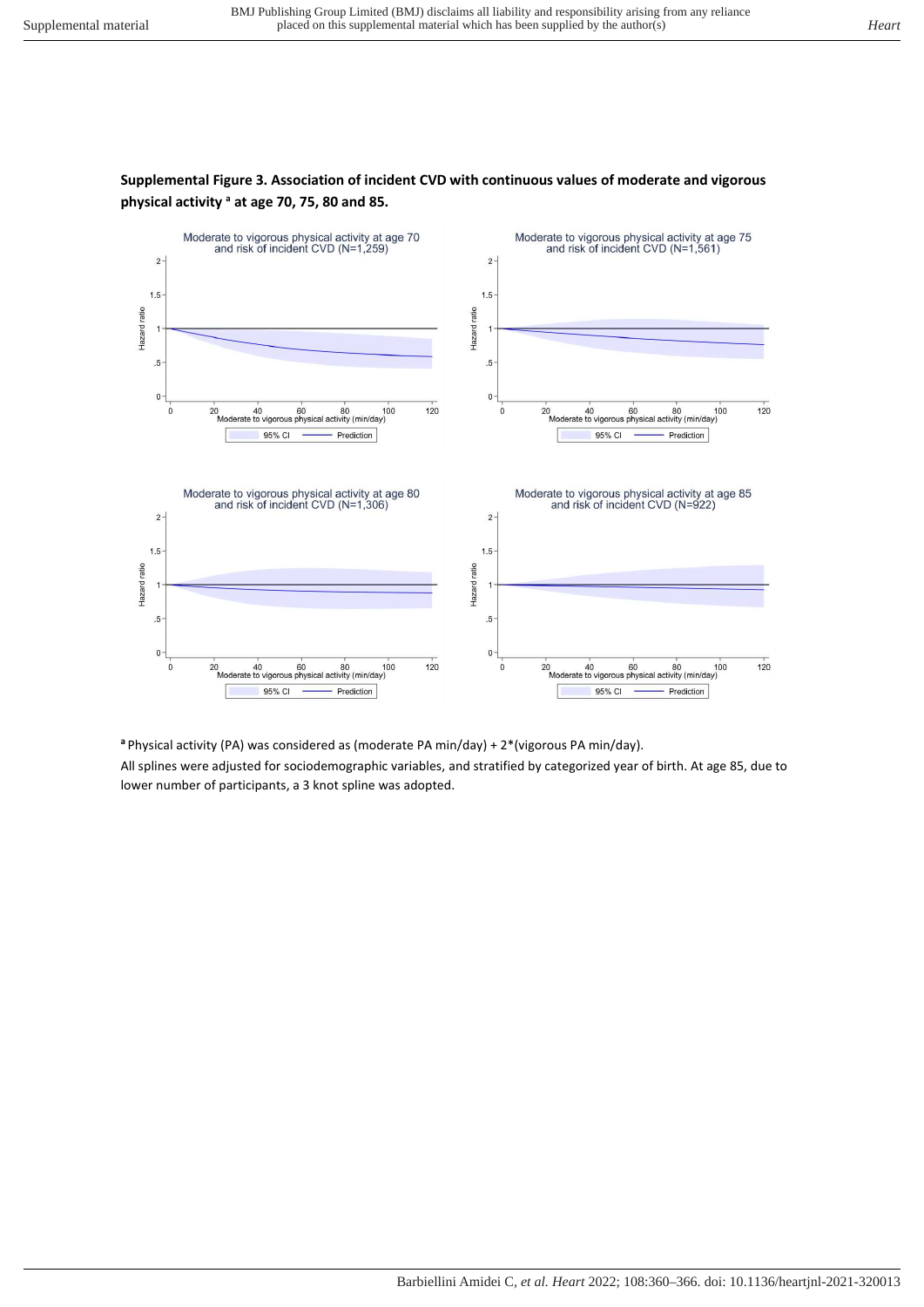**Supplemental Figure 3. Association of incident CVD with continuous values of moderate and vigorous physical activity [a] at age 70, 75, 80 and 85.**

Moderate to vigorous physical activity at age 70 and risk of incident CVD (N=1,259)

Moderate to vigorous physical activity at age 75 and risk of incident CVD (N=1,561)

Moderate to vigorous physical activity at age 80 and risk of incident CVD (N=1,306)

Moderate to vigorous physical activity at age 85 and risk of incident CVD (N=922)

[a] Physical activity (PA) was considered as (moderate PA min/day) + 2*(vigorous PA min/day).

All splines were adjusted for sociodemographic variables, and stratified by categorized year of birth. At age 85, due to lower number of participants, a 3 knot spline was adopted.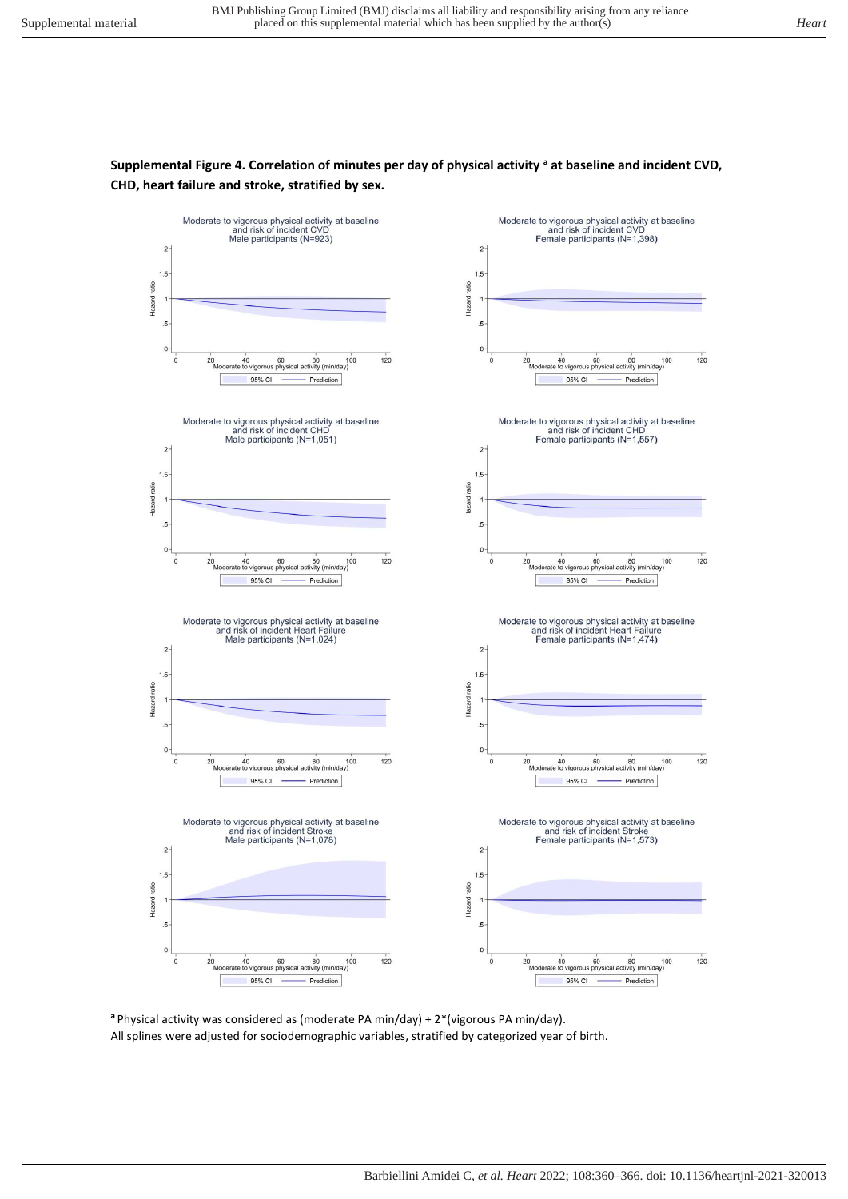**Supplemental Figure 4. Correlation of minutes per day of physical activity [a] at baseline and incident CVD, CHD, heart failure and stroke, stratified by sex.**

[a] Physical activity was considered as (moderate PA min/day) + 2*(vigorous PA min/day).
All splines were adjusted for sociodemographic variables, stratified by categorized year of birth.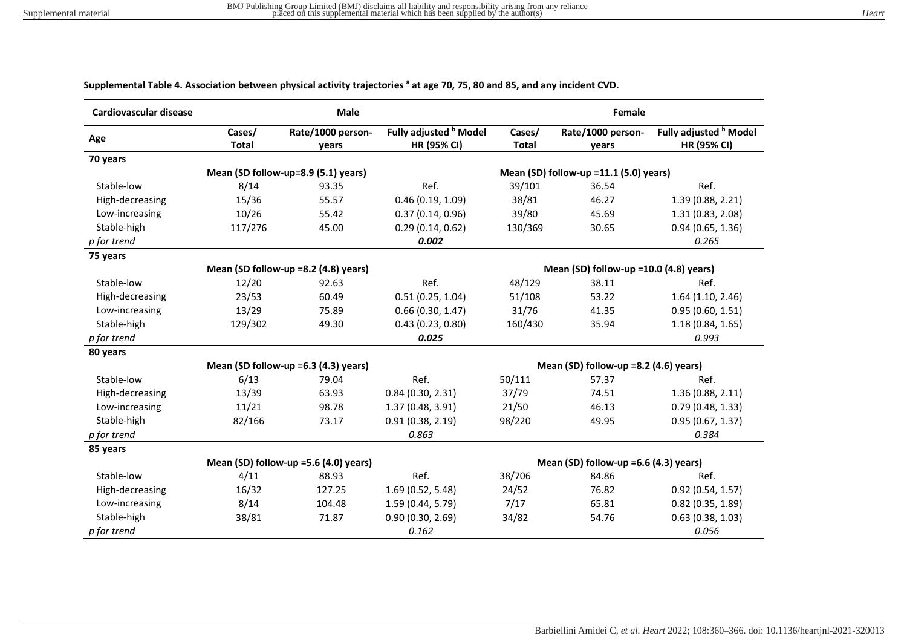**Supplemental Table 4. Association between physical activity trajectories [a] at age 70, 75, 80 and 85, and any incident CVD.**

| Cardiovascular disease | Male | | | Female | | |
|---|---|---|---|---|---|---|
| **Age** | **Cases/ Total** | **Rate/1000 person-years** | **Fully adjusted [b] Model HR (95% CI)** | **Cases/ Total** | **Rate/1000 person-years** | **Fully adjusted [b] Model HR (95% CI)** |
| **70 years** | | | | | | |
| | Mean (SD follow-up=8.9 (5.1) years) | | | Mean (SD) follow-up =11.1 (5.0) years) | | |
| Stable-low | 8/14 | 93.35 | Ref. | 39/101 | 36.54 | Ref. |
| High-decreasing | 15/36 | 55.57 | 0.46 (0.19, 1.09) | 38/81 | 46.27 | 1.39 (0.88, 2.21) |
| Low-increasing | 10/26 | 55.42 | 0.37 (0.14, 0.96) | 39/80 | 45.69 | 1.31 (0.83, 2.08) |
| Stable-high | 117/276 | 45.00 | 0.29 (0.14, 0.62) | 130/369 | 30.65 | 0.94 (0.65, 1.36) |
| *p for trend* | | | ***0.002*** | | | *0.265* |
| **75 years** | | | | | | |
| | Mean (SD follow-up =8.2 (4.8) years) | | | Mean (SD) follow-up =10.0 (4.8) years) | | |
| Stable-low | 12/20 | 92.63 | Ref. | 48/129 | 38.11 | Ref. |
| High-decreasing | 23/53 | 60.49 | 0.51 (0.25, 1.04) | 51/108 | 53.22 | 1.64 (1.10, 2.46) |
| Low-increasing | 13/29 | 75.89 | 0.66 (0.30, 1.47) | 31/76 | 41.35 | 0.95 (0.60, 1.51) |
| Stable-high | 129/302 | 49.30 | 0.43 (0.23, 0.80) | 160/430 | 35.94 | 1.18 (0.84, 1.65) |
| *p for trend* | | | ***0.025*** | | | *0.993* |
| **80 years** | | | | | | |
| | Mean (SD follow-up =6.3 (4.3) years) | | | Mean (SD) follow-up =8.2 (4.6) years) | | |
| Stable-low | 6/13 | 79.04 | Ref. | 50/111 | 57.37 | Ref. |
| High-decreasing | 13/39 | 63.93 | 0.84 (0.30, 2.31) | 37/79 | 74.51 | 1.36 (0.88, 2.11) |
| Low-increasing | 11/21 | 98.78 | 1.37 (0.48, 3.91) | 21/50 | 46.13 | 0.79 (0.48, 1.33) |
| Stable-high | 82/166 | 73.17 | 0.91 (0.38, 2.19) | 98/220 | 49.95 | 0.95 (0.67, 1.37) |
| *p for trend* | | | *0.863* | | | *0.384* |
| **85 years** | | | | | | |
| | Mean (SD) follow-up =5.6 (4.0) years) | | | Mean (SD) follow-up =6.6 (4.3) years) | | |
| Stable-low | 4/11 | 88.93 | Ref. | 38/706 | 84.86 | Ref. |
| High-decreasing | 16/32 | 127.25 | 1.69 (0.52, 5.48) | 24/52 | 76.82 | 0.92 (0.54, 1.57) |
| Low-increasing | 8/14 | 104.48 | 1.59 (0.44, 5.79) | 7/17 | 65.81 | 0.82 (0.35, 1.89) |
| Stable-high | 38/81 | 71.87 | 0.90 (0.30, 2.69) | 34/82 | 54.76 | 0.63 (0.38, 1.03) |
| *p for trend* | | | *0.162* | | | *0.056* |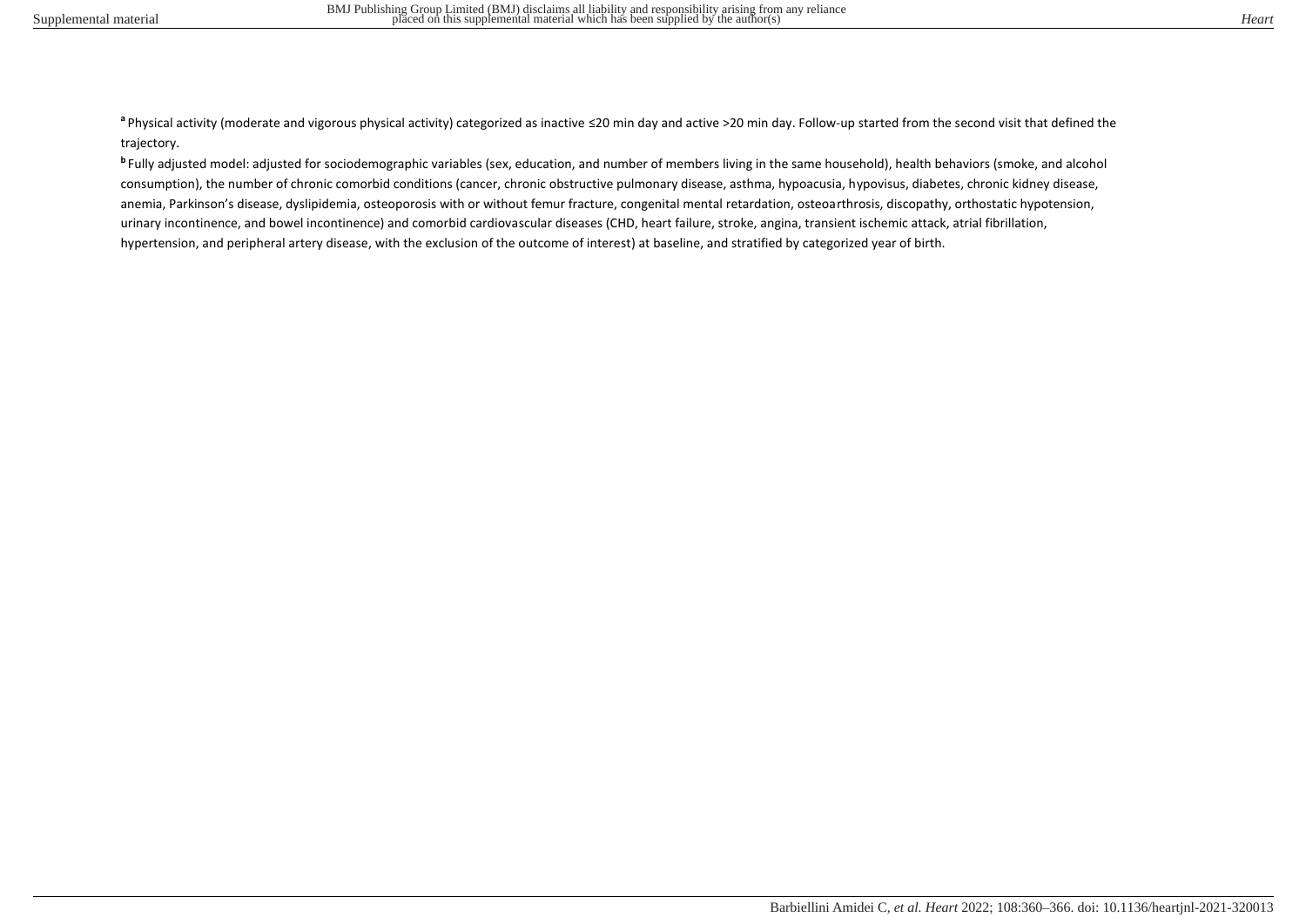[a] Physical activity (moderate and vigorous physical activity) categorized as inactive ≤20 min day and active >20 min day. Follow-up started from the second visit that defined the trajectory.

[b] Fully adjusted model: adjusted for sociodemographic variables (sex, education, and number of members living in the same household), health behaviors (smoke, and alcohol consumption), the number of chronic comorbid conditions (cancer, chronic obstructive pulmonary disease, asthma, hypoacusia, hypovisus, diabetes, chronic kidney disease, anemia, Parkinson's disease, dyslipidemia, osteoporosis with or without femur fracture, congenital mental retardation, osteoarthrosis, discopathy, orthostatic hypotension, urinary incontinence, and bowel incontinence) and comorbid cardiovascular diseases (CHD, heart failure, stroke, angina, transient ischemic attack, atrial fibrillation, hypertension, and peripheral artery disease, with the exclusion of the outcome of interest) at baseline, and stratified by categorized year of birth.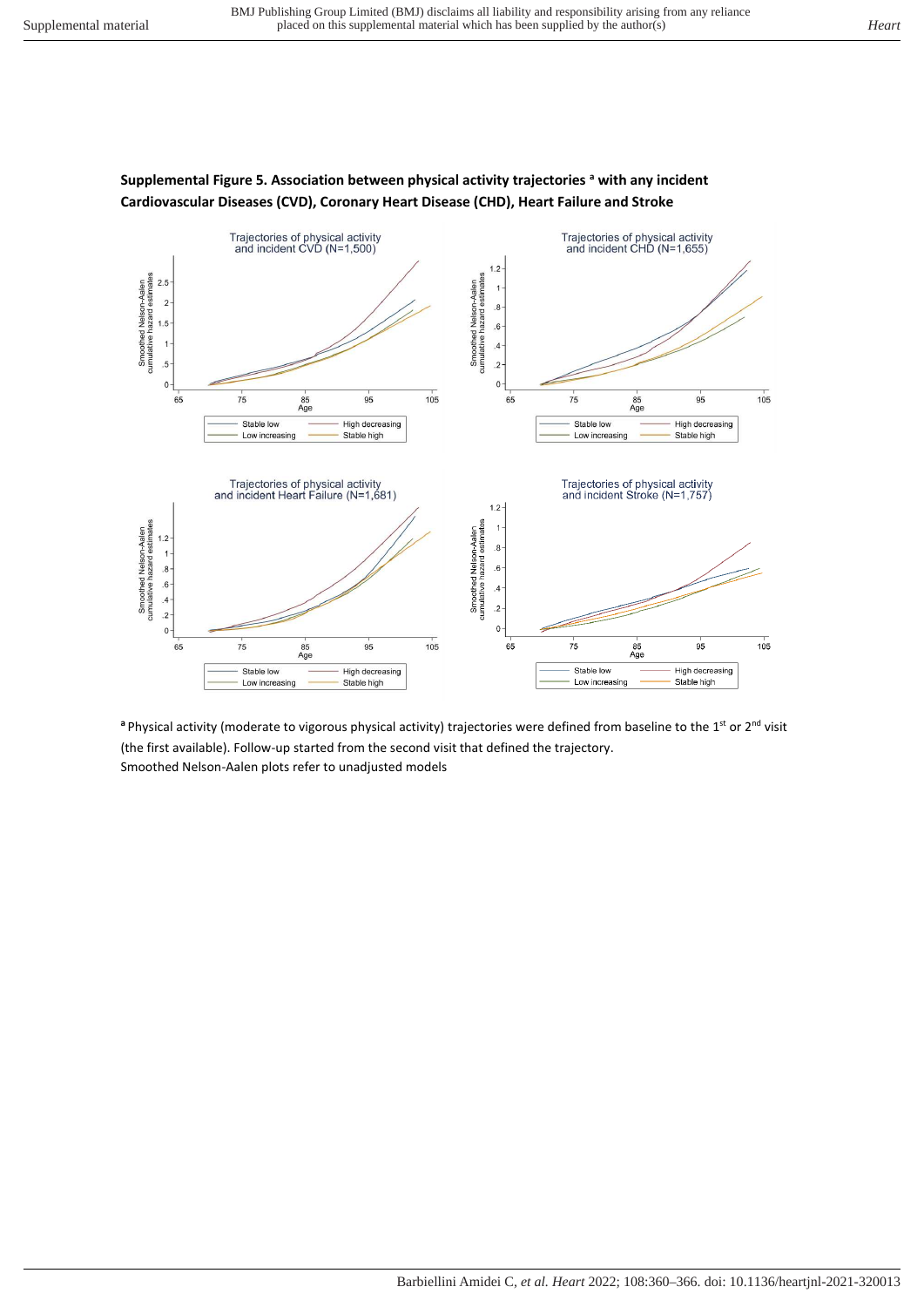**Supplemental Figure 5. Association between physical activity trajectories [a] with any incident Cardiovascular Diseases (CVD), Coronary Heart Disease (CHD), Heart Failure and Stroke**

Trajectories of physical activity and incident CVD (N=1,500)

Smoothed Nelson-Aalen cumulative hazard estimates

2.5, 2, 1.5, 1, .5, 0

65, 75, 85, 95, 105

Age

Stable low, High decreasing, Low increasing, Stable high

Trajectories of physical activity and incident CHD (N=1,655)

Smoothed Nelson-Aalen cumulative hazard estimates

1.2, 1, .8, .6, .4, .2, 0

65, 75, 85, 95, 105

Age

Stable low, High decreasing, Low increasing, Stable high

Trajectories of physical activity and incident Heart Failure (N=1,681)

Smoothed Nelson-Aalen cumulative hazard estimates

1.2, 1, .8, .6, .4, .2, 0

65, 75, 85, 95, 105

Age

Stable low, High decreasing, Low increasing, Stable high

Trajectories of physical activity and incident Stroke (N=1,757)

Smoothed Nelson-Aalen cumulative hazard estimates

1.2, 1, .8, .6, .4, .2, 0

65, 75, 85, 95, 105

Age

Stable low, High decreasing, Low increasing, Stable high

[a] Physical activity (moderate to vigorous physical activity) trajectories were defined from baseline to the 1[st] or 2[nd] visit (the first available). Follow-up started from the second visit that defined the trajectory.

Smoothed Nelson-Aalen plots refer to unadjusted models